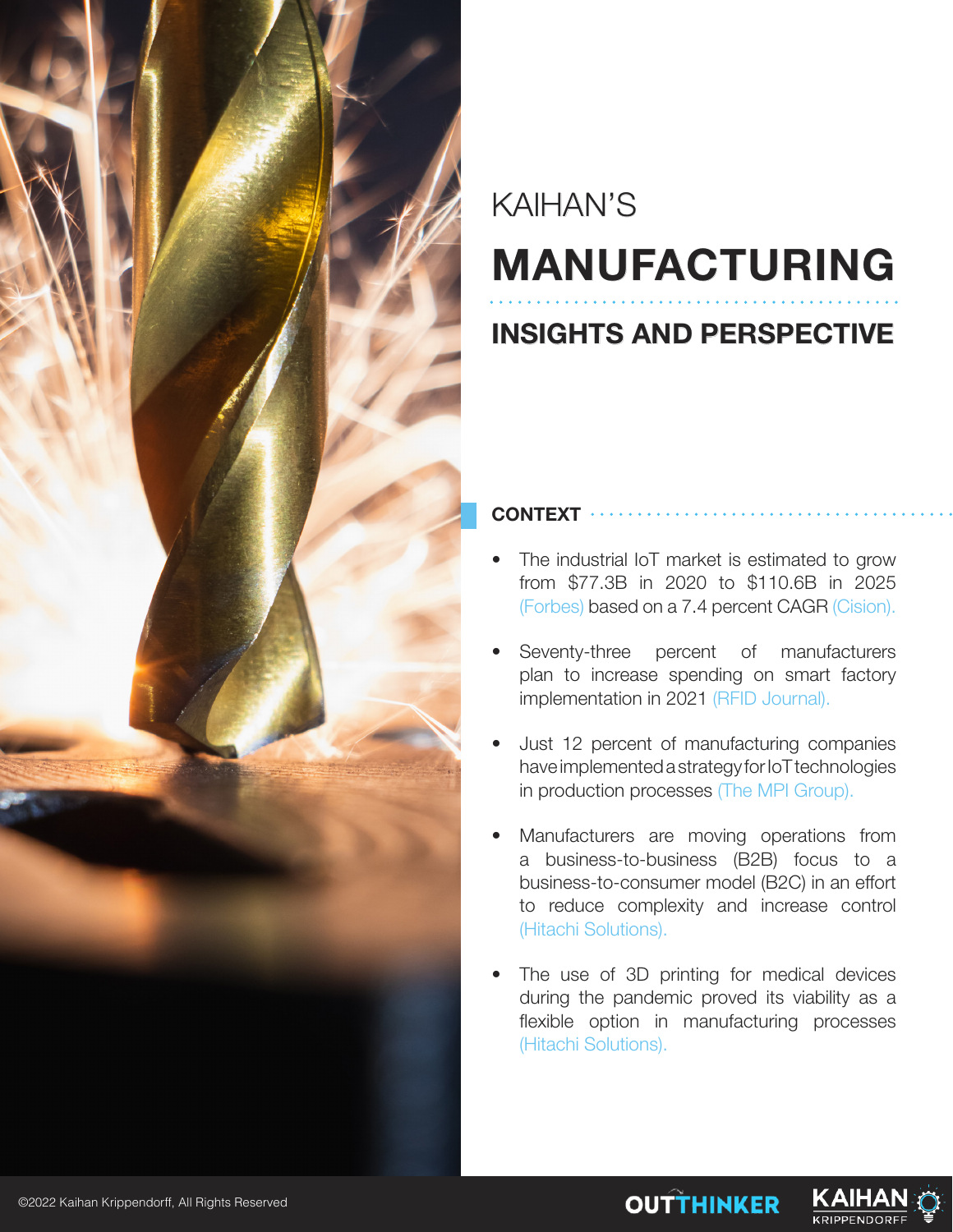KAIHAN'S

# MANUFACTURING

## INSIGHTS AND PERSPECTIVE

### CONTEXT

- The industrial IoT market is estimated to grow from $77.3B in 2020 to $110.6B in 2025 (Forbes) based on a 7.4 percent CAGR (Cision).
- Seventy-three percent of manufacturers plan to increase spending on smart factory implementation in 2021 (RFID Journal).
- Just 12 percent of manufacturing companies have implemented a strategy for IoT technologies in production processes (The MPI Group).
- Manufacturers are moving operations from a business-to-business (B2B) focus to a business-to-consumer model (B2C) in an effort to reduce complexity and increase control (Hitachi Solutions).
- The use of 3D printing for medical devices during the pandemic proved its viability as a flexible option in manufacturing processes (Hitachi Solutions).

©2022 Kaihan Krippendorff, All Rights Reserved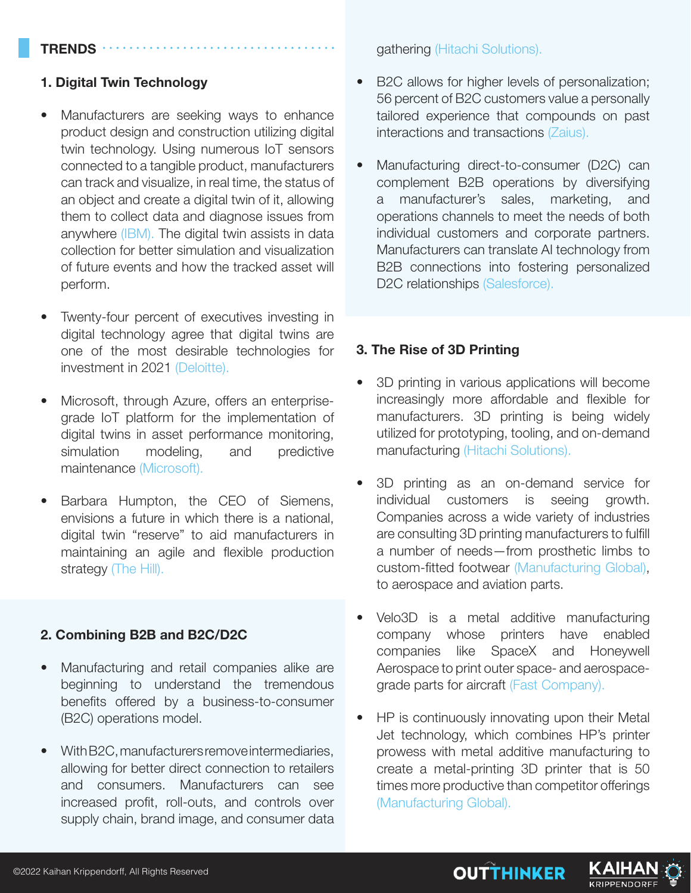## TRENDS

### 1. Digital Twin Technology

- Manufacturers are seeking ways to enhance product design and construction utilizing digital twin technology. Using numerous IoT sensors connected to a tangible product, manufacturers can track and visualize, in real time, the status of an object and create a digital twin of it, allowing them to collect data and diagnose issues from anywhere (IBM). The digital twin assists in data collection for better simulation and visualization of future events and how the tracked asset will perform.

- Twenty-four percent of executives investing in digital technology agree that digital twins are one of the most desirable technologies for investment in 2021 (Deloitte).

- Microsoft, through Azure, offers an enterprise-grade IoT platform for the implementation of digital twins in asset performance monitoring, simulation modeling, and predictive maintenance (Microsoft).

- Barbara Humpton, the CEO of Siemens, envisions a future in which there is a national, digital twin "reserve" to aid manufacturers in maintaining an agile and flexible production strategy (The Hill).

### 2. Combining B2B and B2C/D2C

- Manufacturing and retail companies alike are beginning to understand the tremendous benefits offered by a business-to-consumer (B2C) operations model.

- With B2C, manufacturers remove intermediaries, allowing for better direct connection to retailers and consumers. Manufacturers can see increased profit, roll-outs, and controls over supply chain, brand image, and consumer data gathering (Hitachi Solutions).

- B2C allows for higher levels of personalization; 56 percent of B2C customers value a personally tailored experience that compounds on past interactions and transactions (Zaius).

- Manufacturing direct-to-consumer (D2C) can complement B2B operations by diversifying a manufacturer's sales, marketing, and operations channels to meet the needs of both individual customers and corporate partners. Manufacturers can translate AI technology from B2B connections into fostering personalized D2C relationships (Salesforce).

### 3. The Rise of 3D Printing

- 3D printing in various applications will become increasingly more affordable and flexible for manufacturers. 3D printing is being widely utilized for prototyping, tooling, and on-demand manufacturing (Hitachi Solutions).

- 3D printing as an on-demand service for individual customers is seeing growth. Companies across a wide variety of industries are consulting 3D printing manufacturers to fulfill a number of needs—from prosthetic limbs to custom-fitted footwear (Manufacturing Global), to aerospace and aviation parts.

- Velo3D is a metal additive manufacturing company whose printers have enabled companies like SpaceX and Honeywell Aerospace to print outer space- and aerospace-grade parts for aircraft (Fast Company).

- HP is continuously innovating upon their Metal Jet technology, which combines HP's printer prowess with metal additive manufacturing to create a metal-printing 3D printer that is 50 times more productive than competitor offerings (Manufacturing Global).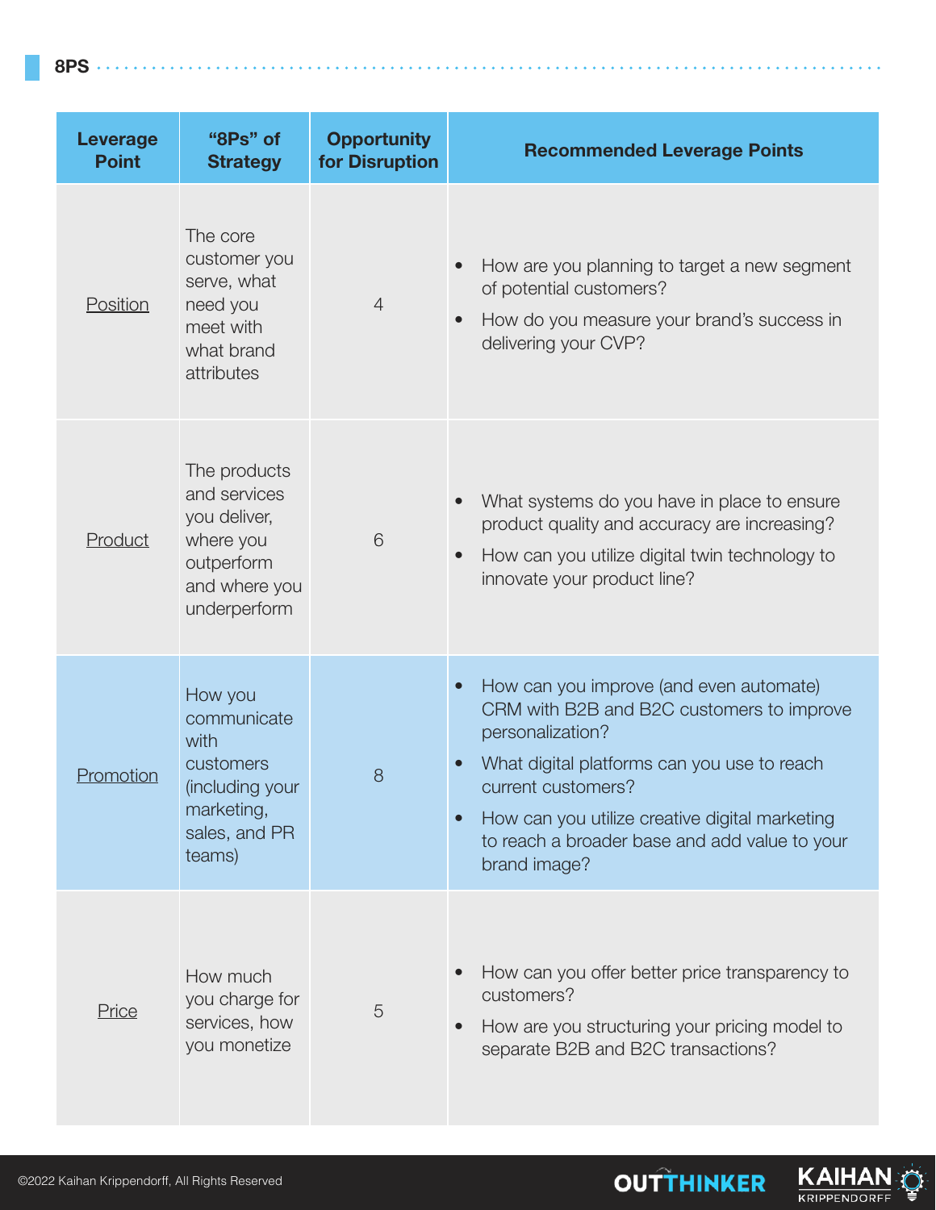## 8PS

| Leverage Point | "8Ps" of Strategy | Opportunity for Disruption | Recommended Leverage Points |
|---|---|---|---|
| Position | The core customer you serve, what need you meet with what brand attributes | 4 | • How are you planning to target a new segment of potential customers?<br>• How do you measure your brand's success in delivering your CVP? |
| Product | The products and services you deliver, where you outperform and where you underperform | 6 | • What systems do you have in place to ensure product quality and accuracy are increasing?<br>• How can you utilize digital twin technology to innovate your product line? |
| Promotion | How you communicate with customers (including your marketing, sales, and PR teams) | 8 | • How can you improve (and even automate) CRM with B2B and B2C customers to improve personalization?<br>• What digital platforms can you use to reach current customers?<br>• How can you utilize creative digital marketing to reach a broader base and add value to your brand image? |
| Price | How much you charge for services, how you monetize | 5 | • How can you offer better price transparency to customers?<br>• How are you structuring your pricing model to separate B2B and B2C transactions? |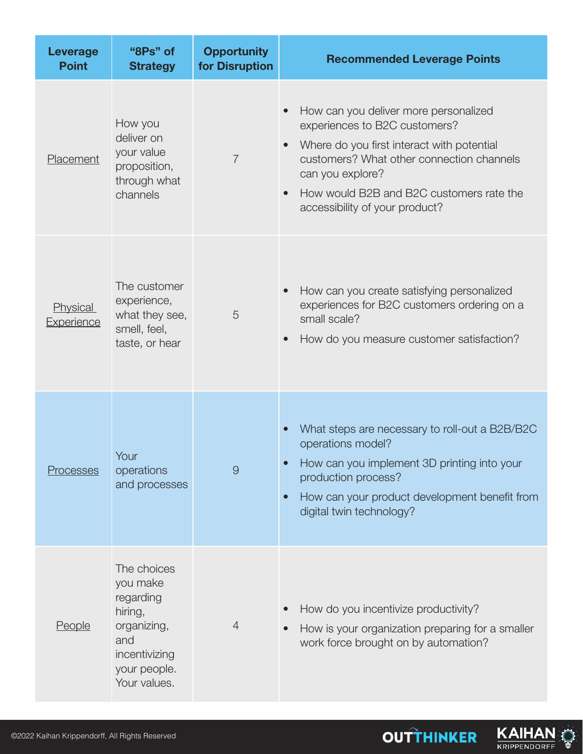| Leverage Point | "8Ps" of Strategy | Opportunity for Disruption | Recommended Leverage Points |
| --- | --- | --- | --- |
| Placement | How you deliver on your value proposition, through what channels | 7 | • How can you deliver more personalized experiences to B2C customers?<br>• Where do you first interact with potential customers? What other connection channels can you explore?<br>• How would B2B and B2C customers rate the accessibility of your product? |
| Physical Experience | The customer experience, what they see, smell, feel, taste, or hear | 5 | • How can you create satisfying personalized experiences for B2C customers ordering on a small scale?<br>• How do you measure customer satisfaction? |
| Processes | Your operations and processes | 9 | • What steps are necessary to roll-out a B2B/B2C operations model?<br>• How can you implement 3D printing into your production process?<br>• How can your product development benefit from digital twin technology? |
| People | The choices you make regarding hiring, organizing, and incentivizing your people. Your values. | 4 | • How do you incentivize productivity?<br>• How is your organization preparing for a smaller work force brought on by automation? |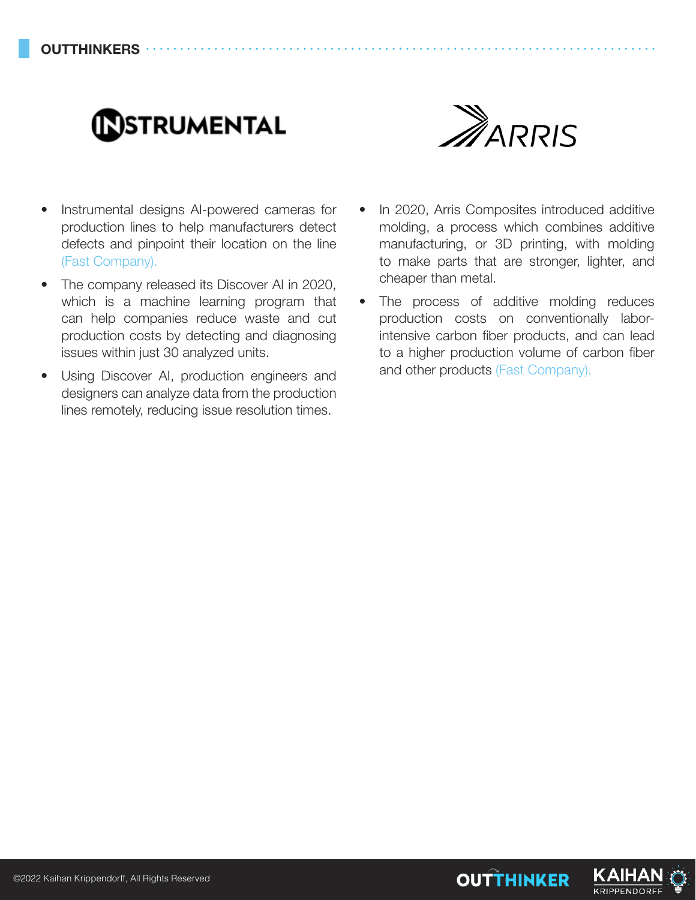**INSTRUMENTAL**

- Instrumental designs AI-powered cameras for production lines to help manufacturers detect defects and pinpoint their location on the line (Fast Company).
- The company released its Discover AI in 2020, which is a machine learning program that can help companies reduce waste and cut production costs by detecting and diagnosing issues within just 30 analyzed units.
- Using Discover AI, production engineers and designers can analyze data from the production lines remotely, reducing issue resolution times.

**ARRIS**

- In 2020, Arris Composites introduced additive molding, a process which combines additive manufacturing, or 3D printing, with molding to make parts that are stronger, lighter, and cheaper than metal.
- The process of additive molding reduces production costs on conventionally labor-intensive carbon fiber products, and can lead to a higher production volume of carbon fiber and other products (Fast Company).